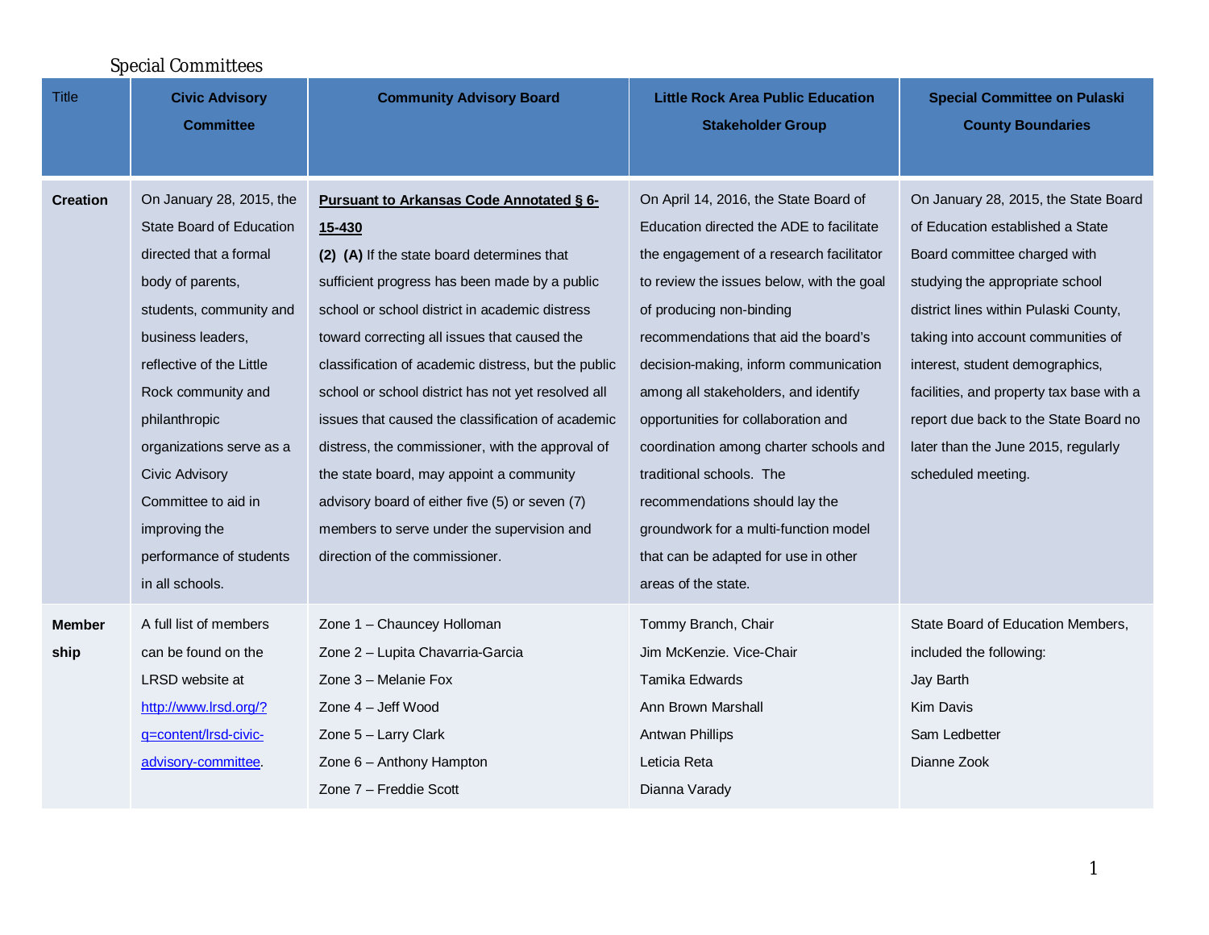## Special Committees

| Title | Civic Advisory Committee | Community Advisory Board | Little Rock Area Public Education Stakeholder Group | Special Committee on Pulaski County Boundaries |
|---|---|---|---|---|
| **Creation** | On January 28, 2015, the State Board of Education directed that a formal body of parents, students, community and business leaders, reflective of the Little Rock community and philanthropic organizations serve as a Civic Advisory Committee to aid in improving the performance of students in all schools. | **Pursuant to Arkansas Code Annotated § 6-15-430**<br>**(2) (A)** If the state board determines that sufficient progress has been made by a public school or school district in academic distress toward correcting all issues that caused the classification of academic distress, but the public school or school district has not yet resolved all issues that caused the classification of academic distress, the commissioner, with the approval of the state board, may appoint a community advisory board of either five (5) or seven (7) members to serve under the supervision and direction of the commissioner. | On April 14, 2016, the State Board of Education directed the ADE to facilitate the engagement of a research facilitator to review the issues below, with the goal of producing non-binding recommendations that aid the board's decision-making, inform communication among all stakeholders, and identify opportunities for collaboration and coordination among charter schools and traditional schools. The recommendations should lay the groundwork for a multi-function model that can be adapted for use in other areas of the state. | On January 28, 2015, the State Board of Education established a State Board committee charged with studying the appropriate school district lines within Pulaski County, taking into account communities of interest, student demographics, facilities, and property tax base with a report due back to the State Board no later than the June 2015, regularly scheduled meeting. |
| **Membership** | A full list of members can be found on the LRSD website at http://www.lrsd.org/?q=content/lrsd-civic-advisory-committee. | Zone 1 – Chauncey Holloman<br>Zone 2 – Lupita Chavarria-Garcia<br>Zone 3 – Melanie Fox<br>Zone 4 – Jeff Wood<br>Zone 5 – Larry Clark<br>Zone 6 – Anthony Hampton<br>Zone 7 – Freddie Scott | Tommy Branch, Chair<br>Jim McKenzie. Vice-Chair<br>Tamika Edwards<br>Ann Brown Marshall<br>Antwan Phillips<br>Leticia Reta<br>Dianna Varady | State Board of Education Members, included the following:<br>Jay Barth<br>Kim Davis<br>Sam Ledbetter<br>Dianne Zook |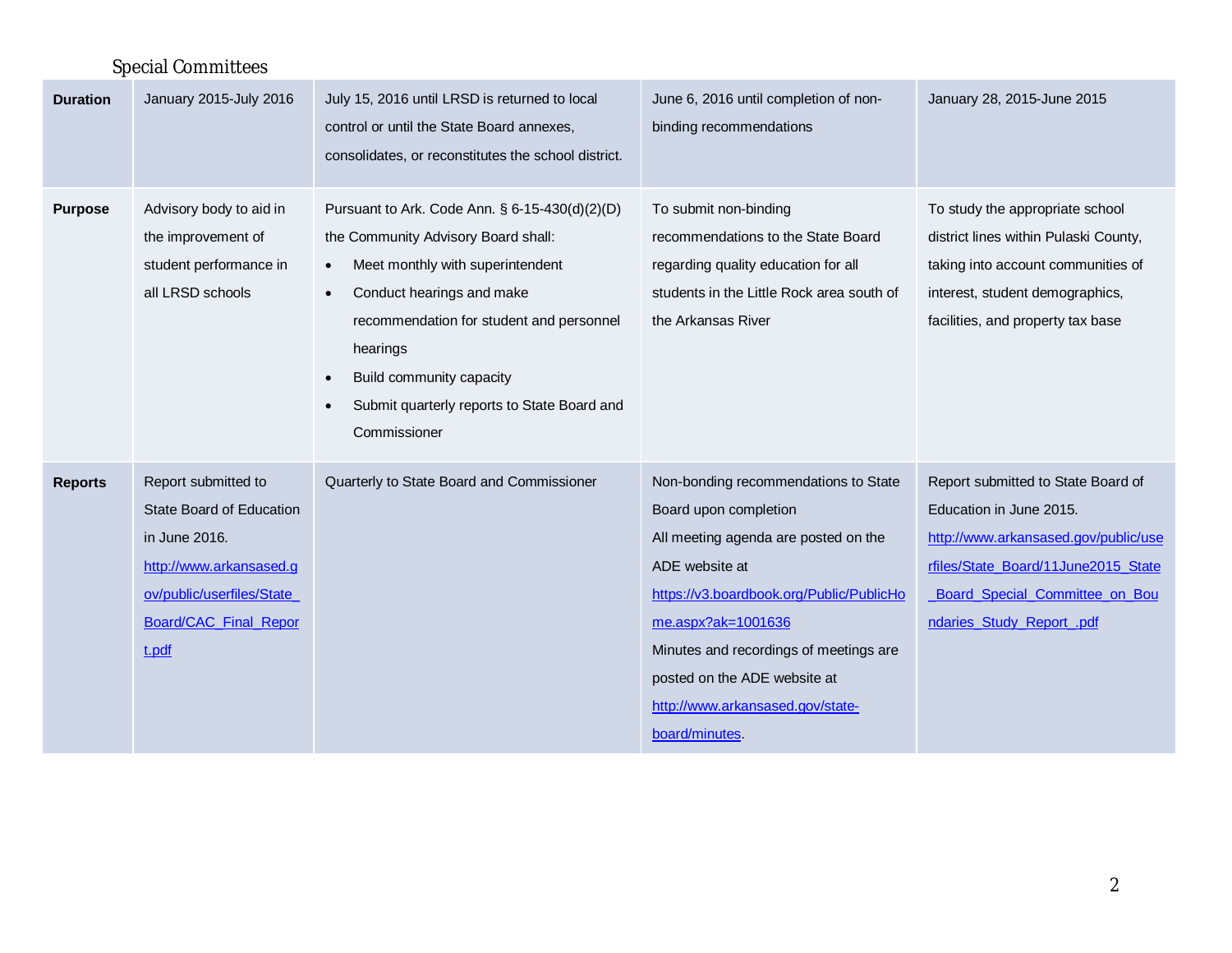Special Committees

| | | | | |
|---|---|---|---|---|
| **Duration** | January 2015-July 2016 | July 15, 2016 until LRSD is returned to local control or until the State Board annexes, consolidates, or reconstitutes the school district. | June 6, 2016 until completion of non-binding recommendations | January 28, 2015-June 2015 |
| **Purpose** | Advisory body to aid in the improvement of student performance in all LRSD schools | Pursuant to Ark. Code Ann. § 6-15-430(d)(2)(D) the Community Advisory Board shall:<br>• Meet monthly with superintendent<br>• Conduct hearings and make recommendation for student and personnel hearings<br>• Build community capacity<br>• Submit quarterly reports to State Board and Commissioner | To submit non-binding recommendations to the State Board regarding quality education for all students in the Little Rock area south of the Arkansas River | To study the appropriate school district lines within Pulaski County, taking into account communities of interest, student demographics, facilities, and property tax base |
| **Reports** | Report submitted to State Board of Education in June 2016. http://www.arkansased.gov/public/userfiles/State_Board/CAC_Final_Report.pdf | Quarterly to State Board and Commissioner | Non-bonding recommendations to State Board upon completion<br>All meeting agenda are posted on the ADE website at https://v3.boardbook.org/Public/PublicHome.aspx?ak=1001636<br>Minutes and recordings of meetings are posted on the ADE website at http://www.arkansased.gov/state-board/minutes. | Report submitted to State Board of Education in June 2015. http://www.arkansased.gov/public/userfiles/State_Board/11June2015_State_Board_Special_Committee_on_Boundaries_Study_Report_.pdf |